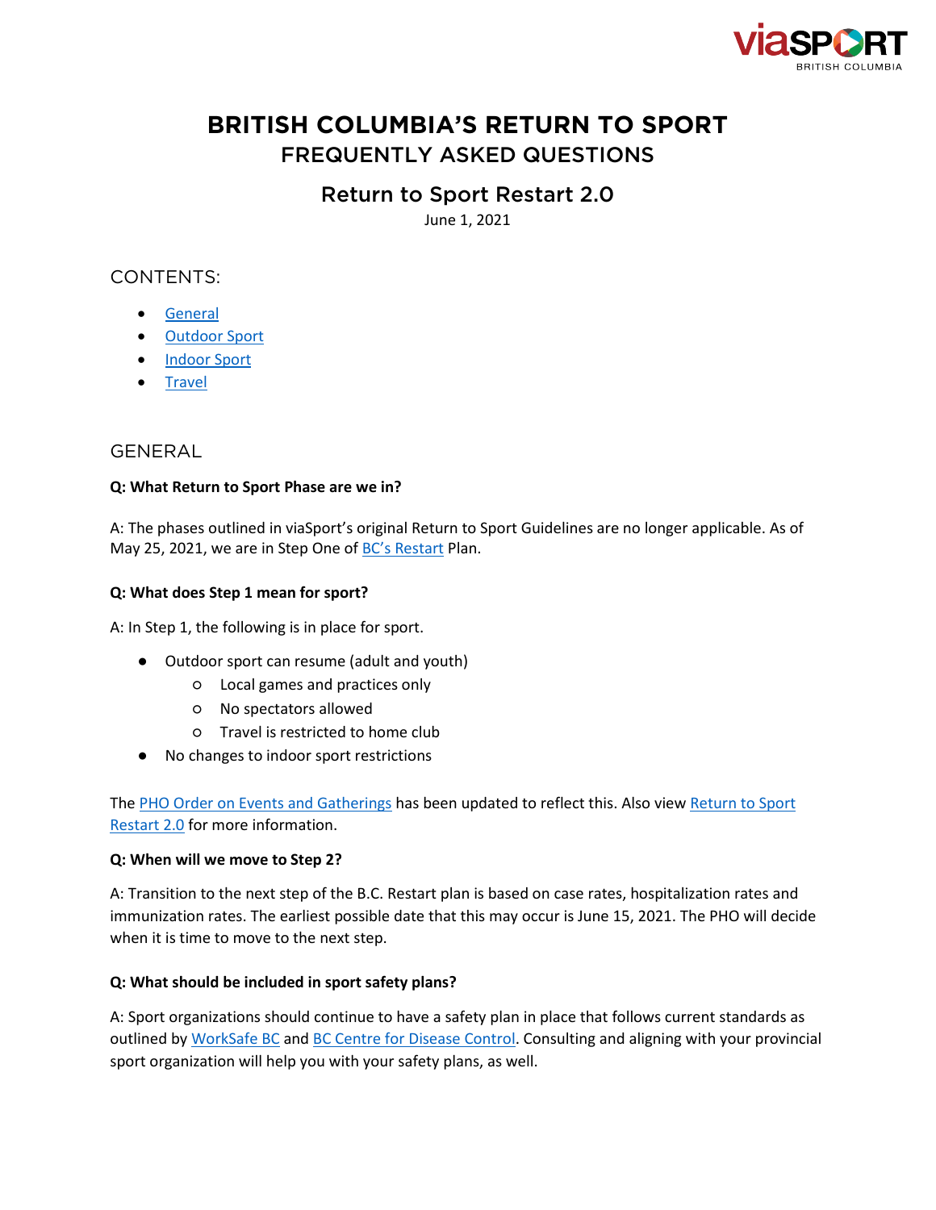# BRITISH COLUMBIA'S RETURN TO SPORT

## FREQUENTLY ASKED QUESTIONS

## Return to Sport Restart 2.0

June 1, 2021

### CONTENTS:

- General
- Outdoor Sport
- Indoor Sport
- Travel

### GENERAL

**Q: What Return to Sport Phase are we in?**

A: The phases outlined in viaSport's original Return to Sport Guidelines are no longer applicable. As of May 25, 2021, we are in Step One of BC's Restart Plan.

**Q: What does Step 1 mean for sport?**

A: In Step 1, the following is in place for sport.

- Outdoor sport can resume (adult and youth)
  - Local games and practices only
  - No spectators allowed
  - Travel is restricted to home club
- No changes to indoor sport restrictions

The PHO Order on Events and Gatherings has been updated to reflect this. Also view Return to Sport Restart 2.0 for more information.

**Q: When will we move to Step 2?**

A: Transition to the next step of the B.C. Restart plan is based on case rates, hospitalization rates and immunization rates. The earliest possible date that this may occur is June 15, 2021. The PHO will decide when it is time to move to the next step.

**Q: What should be included in sport safety plans?**

A: Sport organizations should continue to have a safety plan in place that follows current standards as outlined by WorkSafe BC and BC Centre for Disease Control. Consulting and aligning with your provincial sport organization will help you with your safety plans, as well.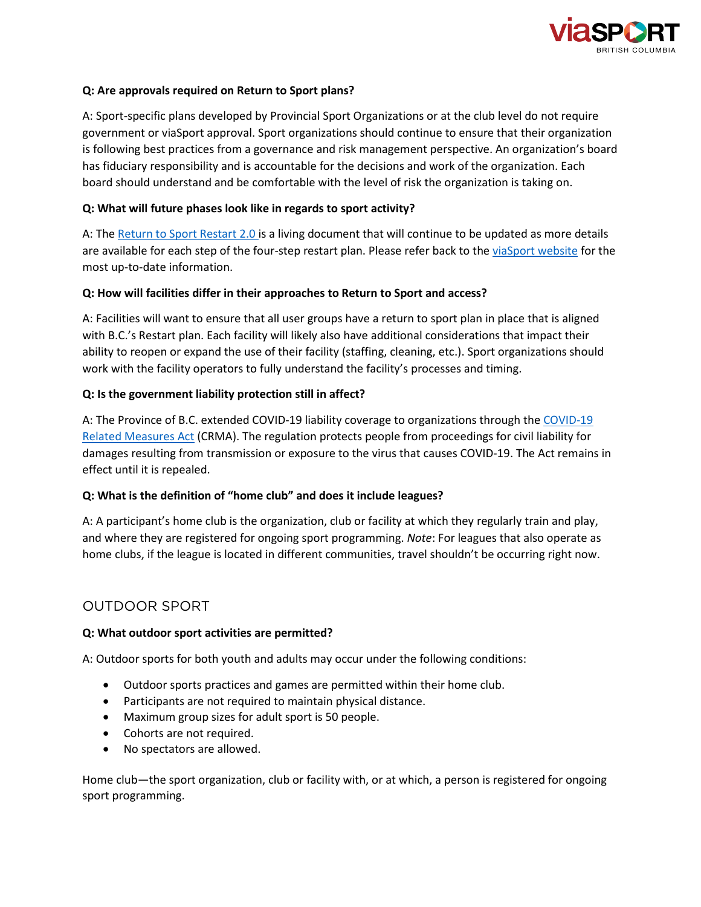**Q: Are approvals required on Return to Sport plans?**

A: Sport-specific plans developed by Provincial Sport Organizations or at the club level do not require government or viaSport approval. Sport organizations should continue to ensure that their organization is following best practices from a governance and risk management perspective. An organization's board has fiduciary responsibility and is accountable for the decisions and work of the organization. Each board should understand and be comfortable with the level of risk the organization is taking on.

**Q: What will future phases look like in regards to sport activity?**

A: The Return to Sport Restart 2.0 is a living document that will continue to be updated as more details are available for each step of the four-step restart plan. Please refer back to the viaSport website for the most up-to-date information.

**Q: How will facilities differ in their approaches to Return to Sport and access?**

A: Facilities will want to ensure that all user groups have a return to sport plan in place that is aligned with B.C.'s Restart plan. Each facility will likely also have additional considerations that impact their ability to reopen or expand the use of their facility (staffing, cleaning, etc.). Sport organizations should work with the facility operators to fully understand the facility's processes and timing.

**Q: Is the government liability protection still in affect?**

A: The Province of B.C. extended COVID-19 liability coverage to organizations through the COVID-19 Related Measures Act (CRMA). The regulation protects people from proceedings for civil liability for damages resulting from transmission or exposure to the virus that causes COVID-19. The Act remains in effect until it is repealed.

**Q: What is the definition of "home club" and does it include leagues?**

A: A participant's home club is the organization, club or facility at which they regularly train and play, and where they are registered for ongoing sport programming. *Note*: For leagues that also operate as home clubs, if the league is located in different communities, travel shouldn't be occurring right now.

## OUTDOOR SPORT

**Q: What outdoor sport activities are permitted?**

A: Outdoor sports for both youth and adults may occur under the following conditions:

- Outdoor sports practices and games are permitted within their home club.
- Participants are not required to maintain physical distance.
- Maximum group sizes for adult sport is 50 people.
- Cohorts are not required.
- No spectators are allowed.

Home club—the sport organization, club or facility with, or at which, a person is registered for ongoing sport programming.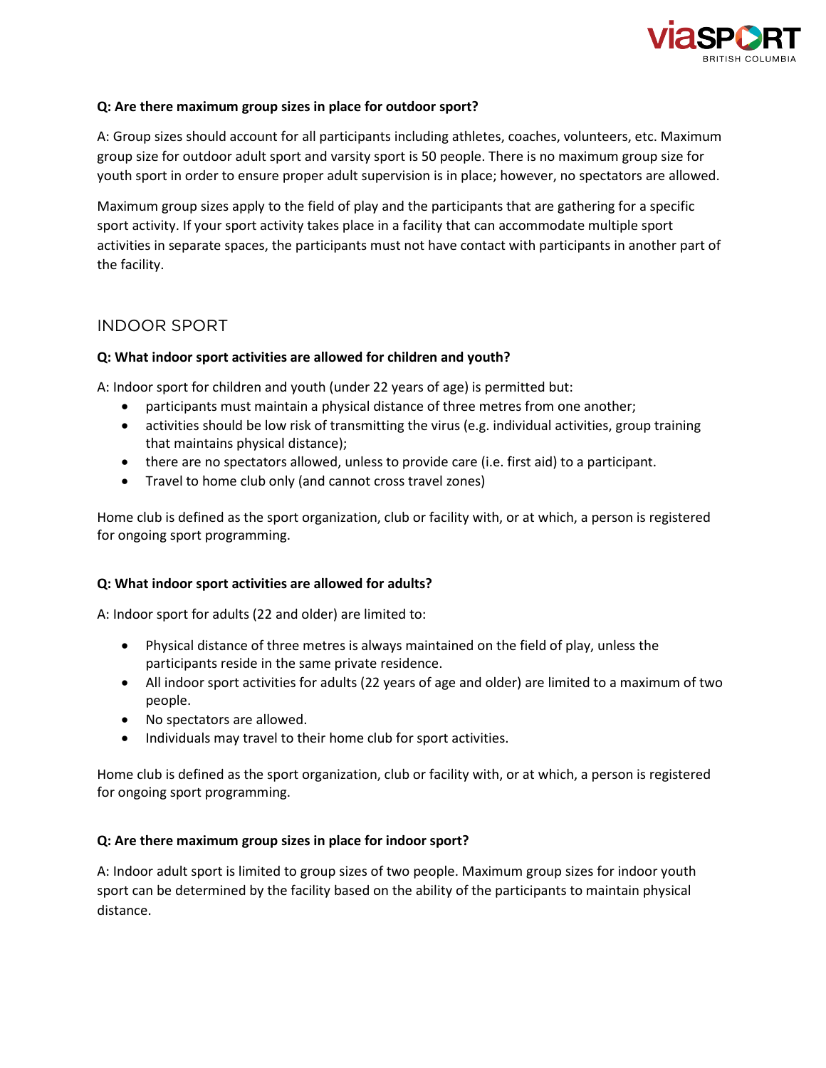**Q: Are there maximum group sizes in place for outdoor sport?**

A: Group sizes should account for all participants including athletes, coaches, volunteers, etc. Maximum group size for outdoor adult sport and varsity sport is 50 people. There is no maximum group size for youth sport in order to ensure proper adult supervision is in place; however, no spectators are allowed.

Maximum group sizes apply to the field of play and the participants that are gathering for a specific sport activity. If your sport activity takes place in a facility that can accommodate multiple sport activities in separate spaces, the participants must not have contact with participants in another part of the facility.

## INDOOR SPORT

**Q: What indoor sport activities are allowed for children and youth?**

A: Indoor sport for children and youth (under 22 years of age) is permitted but:

- participants must maintain a physical distance of three metres from one another;
- activities should be low risk of transmitting the virus (e.g. individual activities, group training that maintains physical distance);
- there are no spectators allowed, unless to provide care (i.e. first aid) to a participant.
- Travel to home club only (and cannot cross travel zones)

Home club is defined as the sport organization, club or facility with, or at which, a person is registered for ongoing sport programming.

**Q: What indoor sport activities are allowed for adults?**

A: Indoor sport for adults (22 and older) are limited to:

- Physical distance of three metres is always maintained on the field of play, unless the participants reside in the same private residence.
- All indoor sport activities for adults (22 years of age and older) are limited to a maximum of two people.
- No spectators are allowed.
- Individuals may travel to their home club for sport activities.

Home club is defined as the sport organization, club or facility with, or at which, a person is registered for ongoing sport programming.

**Q: Are there maximum group sizes in place for indoor sport?**

A: Indoor adult sport is limited to group sizes of two people. Maximum group sizes for indoor youth sport can be determined by the facility based on the ability of the participants to maintain physical distance.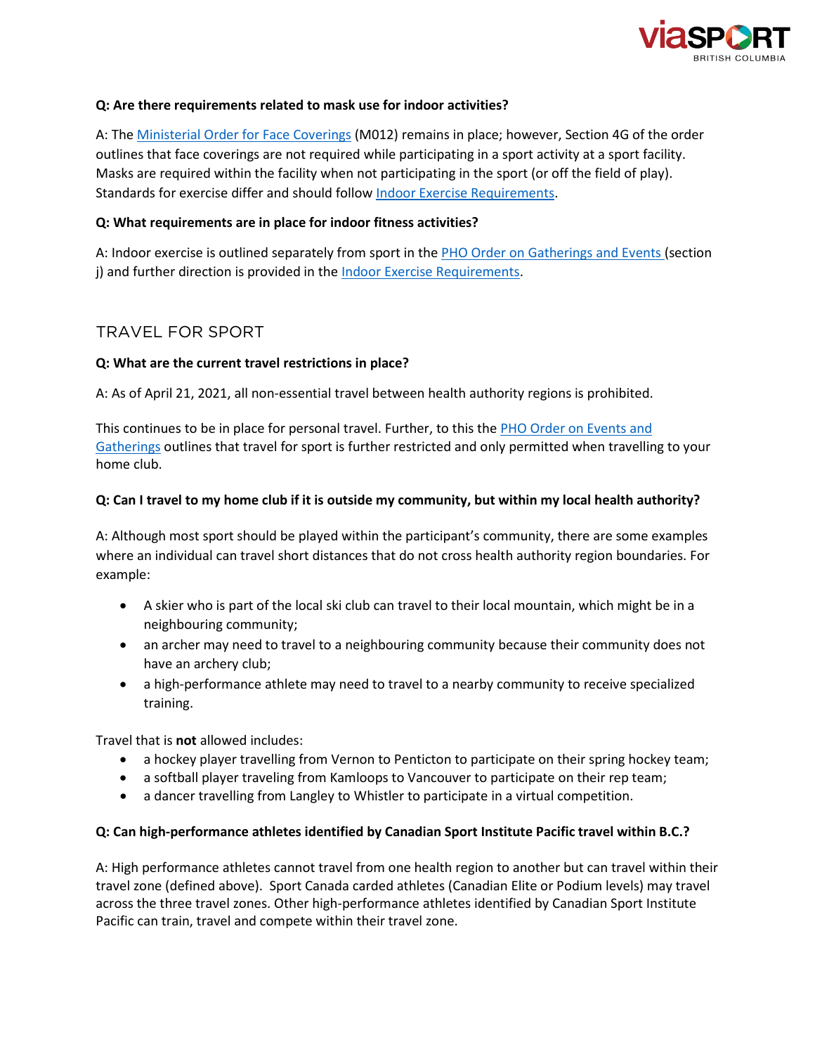**Q: Are there requirements related to mask use for indoor activities?**

A: The [Ministerial Order for Face Coverings](Ministerial Order for Face Coverings) (M012) remains in place; however, Section 4G of the order outlines that face coverings are not required while participating in a sport activity at a sport facility. Masks are required within the facility when not participating in the sport (or off the field of play). Standards for exercise differ and should follow Indoor Exercise Requirements.

**Q: What requirements are in place for indoor fitness activities?**

A: Indoor exercise is outlined separately from sport in the PHO Order on Gatherings and Events (section j) and further direction is provided in the Indoor Exercise Requirements.

## TRAVEL FOR SPORT

**Q: What are the current travel restrictions in place?**

A: As of April 21, 2021, all non-essential travel between health authority regions is prohibited.

This continues to be in place for personal travel. Further, to this the PHO Order on Events and Gatherings outlines that travel for sport is further restricted and only permitted when travelling to your home club.

**Q: Can I travel to my home club if it is outside my community, but within my local health authority?**

A: Although most sport should be played within the participant's community, there are some examples where an individual can travel short distances that do not cross health authority region boundaries. For example:

- A skier who is part of the local ski club can travel to their local mountain, which might be in a neighbouring community;
- an archer may need to travel to a neighbouring community because their community does not have an archery club;
- a high-performance athlete may need to travel to a nearby community to receive specialized training.

Travel that is **not** allowed includes:

- a hockey player travelling from Vernon to Penticton to participate on their spring hockey team;
- a softball player traveling from Kamloops to Vancouver to participate on their rep team;
- a dancer travelling from Langley to Whistler to participate in a virtual competition.

**Q: Can high-performance athletes identified by Canadian Sport Institute Pacific travel within B.C.?**

A: High performance athletes cannot travel from one health region to another but can travel within their travel zone (defined above). Sport Canada carded athletes (Canadian Elite or Podium levels) may travel across the three travel zones. Other high-performance athletes identified by Canadian Sport Institute Pacific can train, travel and compete within their travel zone.